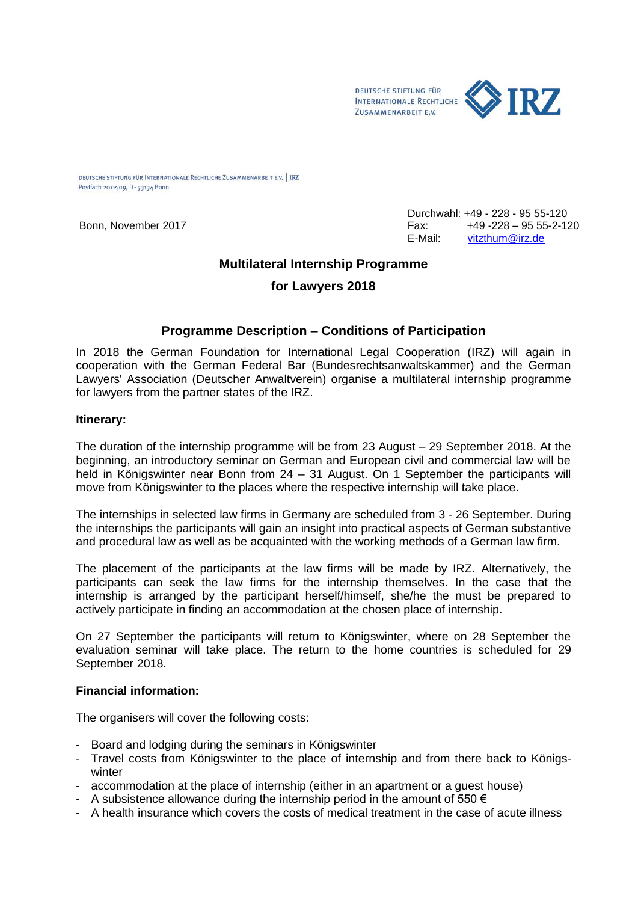DEUTSCHE STIFTUNG FÜR INTERNATIONALE RECHTLICHE ZUSAMMENARBEIT E.V. | IRZ

DEUTSCHE STIFTUNG FÜR INTERNATIONALE RECHTLICHE ZUSAMMENARBEIT E.V. | IRZ
Postfach 20 04 09, D - 53134 Bonn

Bonn, November 2017

Durchwahl: +49 - 228 - 95 55-120
Fax: +49 -228 – 95 55-2-120
E-Mail: vitzthum@irz.de

# Multilateral Internship Programme for Lawyers 2018

## Programme Description – Conditions of Participation

In 2018 the German Foundation for International Legal Cooperation (IRZ) will again in cooperation with the German Federal Bar (Bundesrechtsanwaltskammer) and the German Lawyers' Association (Deutscher Anwaltverein) organise a multilateral internship programme for lawyers from the partner states of the IRZ.

**Itinerary:**

The duration of the internship programme will be from 23 August – 29 September 2018. At the beginning, an introductory seminar on German and European civil and commercial law will be held in Königswinter near Bonn from 24 – 31 August. On 1 September the participants will move from Königswinter to the places where the respective internship will take place.

The internships in selected law firms in Germany are scheduled from 3 - 26 September. During the internships the participants will gain an insight into practical aspects of German substantive and procedural law as well as be acquainted with the working methods of a German law firm.

The placement of the participants at the law firms will be made by IRZ. Alternatively, the participants can seek the law firms for the internship themselves. In the case that the internship is arranged by the participant herself/himself, she/he the must be prepared to actively participate in finding an accommodation at the chosen place of internship.

On 27 September the participants will return to Königswinter, where on 28 September the evaluation seminar will take place. The return to the home countries is scheduled for 29 September 2018.

**Financial information:**

The organisers will cover the following costs:

- Board and lodging during the seminars in Königswinter
- Travel costs from Königswinter to the place of internship and from there back to Königswinter
- accommodation at the place of internship (either in an apartment or a guest house)
- A subsistence allowance during the internship period in the amount of 550 €
- A health insurance which covers the costs of medical treatment in the case of acute illness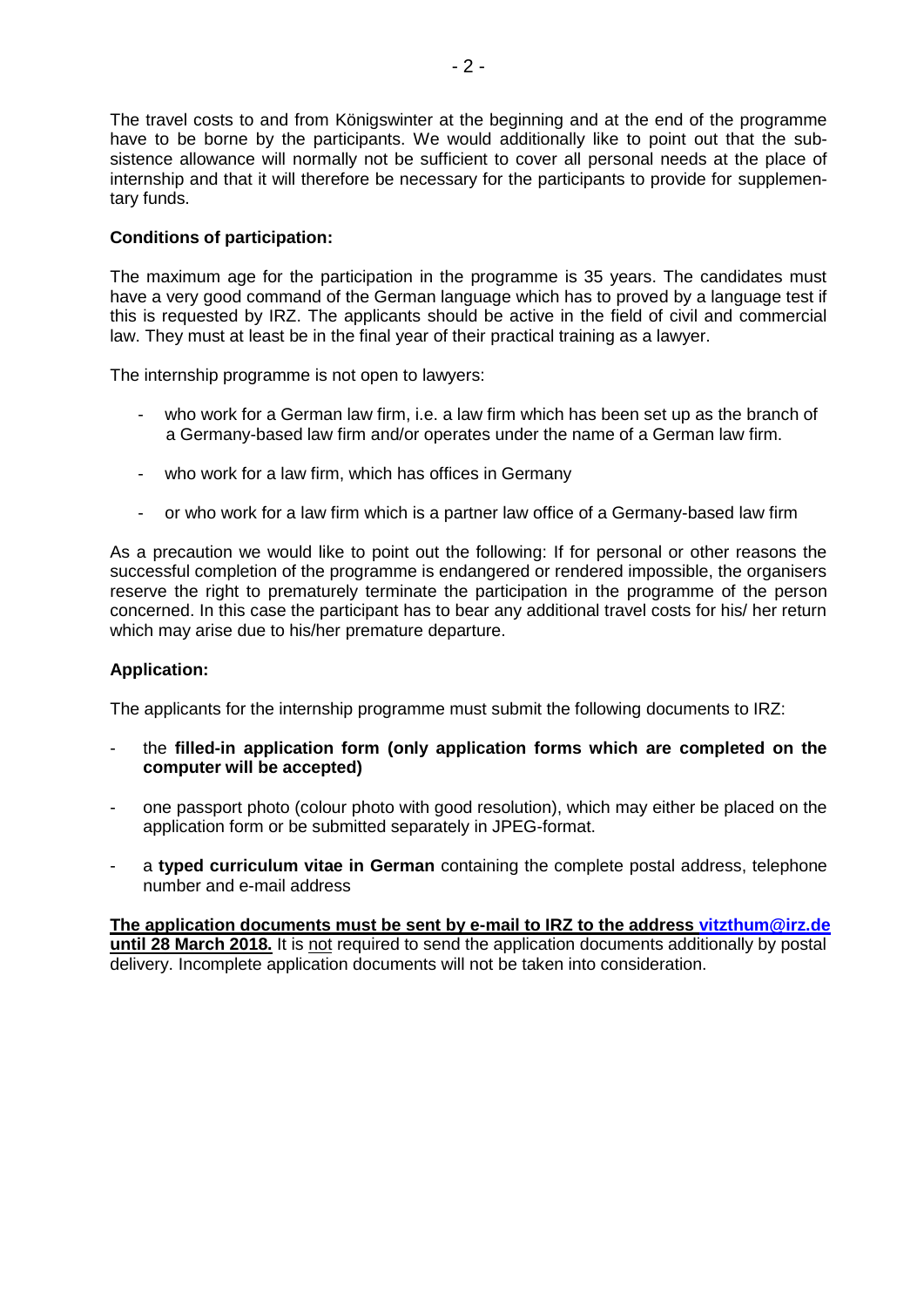The travel costs to and from Königswinter at the beginning and at the end of the programme have to be borne by the participants. We would additionally like to point out that the subsistence allowance will normally not be sufficient to cover all personal needs at the place of internship and that it will therefore be necessary for the participants to provide for supplementary funds.

**Conditions of participation:**

The maximum age for the participation in the programme is 35 years. The candidates must have a very good command of the German language which has to proved by a language test if this is requested by IRZ. The applicants should be active in the field of civil and commercial law. They must at least be in the final year of their practical training as a lawyer.

The internship programme is not open to lawyers:

- who work for a German law firm, i.e. a law firm which has been set up as the branch of a Germany-based law firm and/or operates under the name of a German law firm.
- who work for a law firm, which has offices in Germany
- or who work for a law firm which is a partner law office of a Germany-based law firm

As a precaution we would like to point out the following: If for personal or other reasons the successful completion of the programme is endangered or rendered impossible, the organisers reserve the right to prematurely terminate the participation in the programme of the person concerned. In this case the participant has to bear any additional travel costs for his/ her return which may arise due to his/her premature departure.

**Application:**

The applicants for the internship programme must submit the following documents to IRZ:

- the **filled-in application form (only application forms which are completed on the computer will be accepted)**
- one passport photo (colour photo with good resolution), which may either be placed on the application form or be submitted separately in JPEG-format.
- a **typed curriculum vitae in German** containing the complete postal address, telephone number and e-mail address

**The application documents must be sent by e-mail to IRZ to the address vitzthum@irz.de until 28 March 2018.** It is not required to send the application documents additionally by postal delivery. Incomplete application documents will not be taken into consideration.